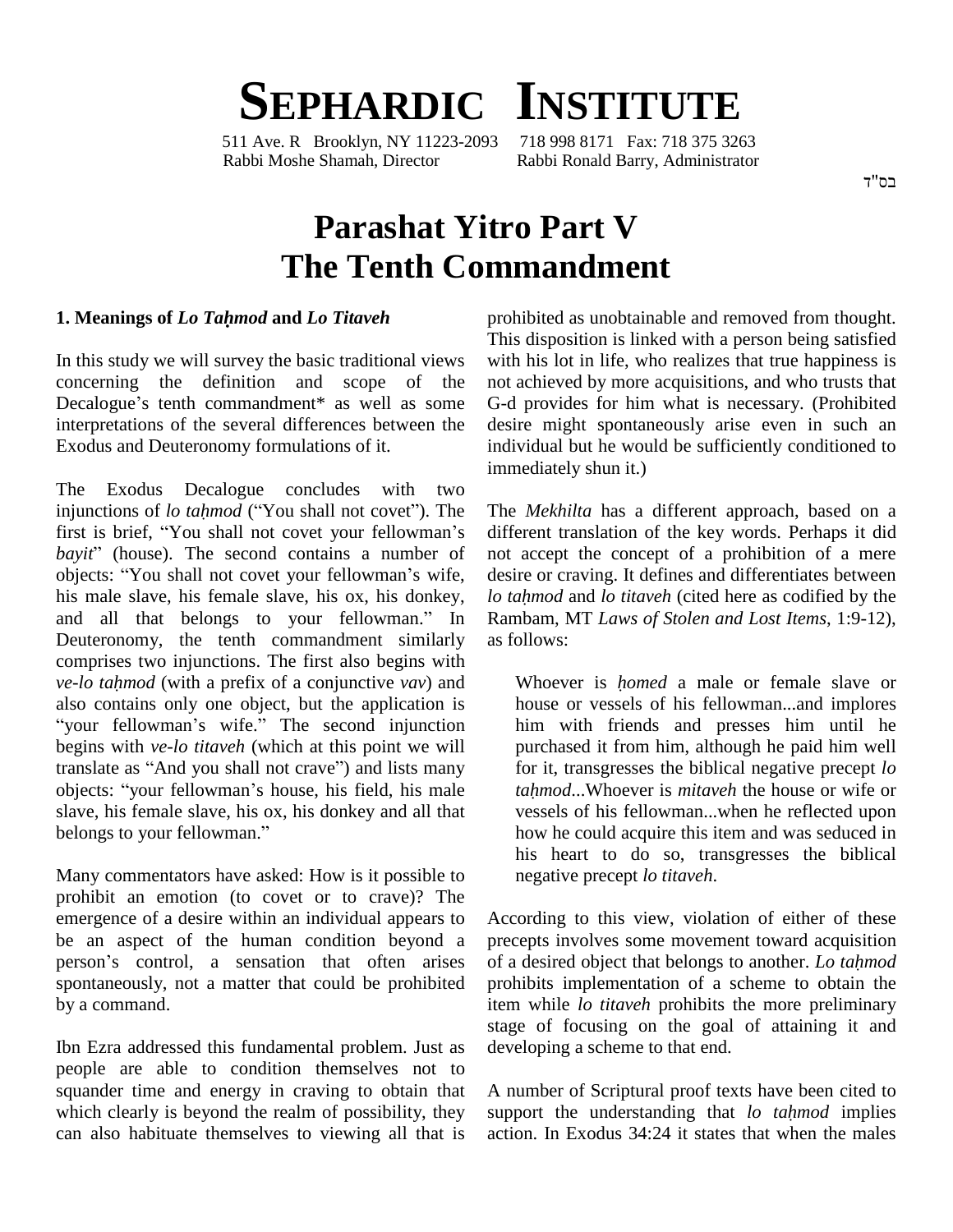# SEPHARDIC INSTITUTE

511 Ave. R Brooklyn, NY 11223-2093 718 998 8171 Fax: 718 375 3263
Rabbi Moshe Shamah, Director Rabbi Ronald Barry, Administrator

בס"ד

# Parashat Yitro Part V
# The Tenth Commandment

### 1. Meanings of *Lo Taḥmod* and *Lo Titaveh*

In this study we will survey the basic traditional views concerning the definition and scope of the Decalogue's tenth commandment* as well as some interpretations of the several differences between the Exodus and Deuteronomy formulations of it.

The Exodus Decalogue concludes with two injunctions of *lo taḥmod* ("You shall not covet"). The first is brief, "You shall not covet your fellowman's *bayit*" (house). The second contains a number of objects: "You shall not covet your fellowman's wife, his male slave, his female slave, his ox, his donkey, and all that belongs to your fellowman." In Deuteronomy, the tenth commandment similarly comprises two injunctions. The first also begins with *ve-lo taḥmod* (with a prefix of a conjunctive *vav*) and also contains only one object, but the application is "your fellowman's wife." The second injunction begins with *ve-lo titaveh* (which at this point we will translate as "And you shall not crave") and lists many objects: "your fellowman's house, his field, his male slave, his female slave, his ox, his donkey and all that belongs to your fellowman."

Many commentators have asked: How is it possible to prohibit an emotion (to covet or to crave)? The emergence of a desire within an individual appears to be an aspect of the human condition beyond a person's control, a sensation that often arises spontaneously, not a matter that could be prohibited by a command.

Ibn Ezra addressed this fundamental problem. Just as people are able to condition themselves not to squander time and energy in craving to obtain that which clearly is beyond the realm of possibility, they can also habituate themselves to viewing all that is prohibited as unobtainable and removed from thought. This disposition is linked with a person being satisfied with his lot in life, who realizes that true happiness is not achieved by more acquisitions, and who trusts that G-d provides for him what is necessary. (Prohibited desire might spontaneously arise even in such an individual but he would be sufficiently conditioned to immediately shun it.)

The *Mekhilta* has a different approach, based on a different translation of the key words. Perhaps it did not accept the concept of a prohibition of a mere desire or craving. It defines and differentiates between *lo taḥmod* and *lo titaveh* (cited here as codified by the Rambam, MT *Laws of Stolen and Lost Items,* 1:9-12), as follows:

> Whoever is *ḥomed* a male or female slave or house or vessels of his fellowman...and implores him with friends and presses him until he purchased it from him, although he paid him well for it, transgresses the biblical negative precept *lo taḥmod*...Whoever is *mitaveh* the house or wife or vessels of his fellowman...when he reflected upon how he could acquire this item and was seduced in his heart to do so, transgresses the biblical negative precept *lo titaveh*.

According to this view, violation of either of these precepts involves some movement toward acquisition of a desired object that belongs to another. *Lo taḥmod* prohibits implementation of a scheme to obtain the item while *lo titaveh* prohibits the more preliminary stage of focusing on the goal of attaining it and developing a scheme to that end.

A number of Scriptural proof texts have been cited to support the understanding that *lo taḥmod* implies action. In Exodus 34:24 it states that when the males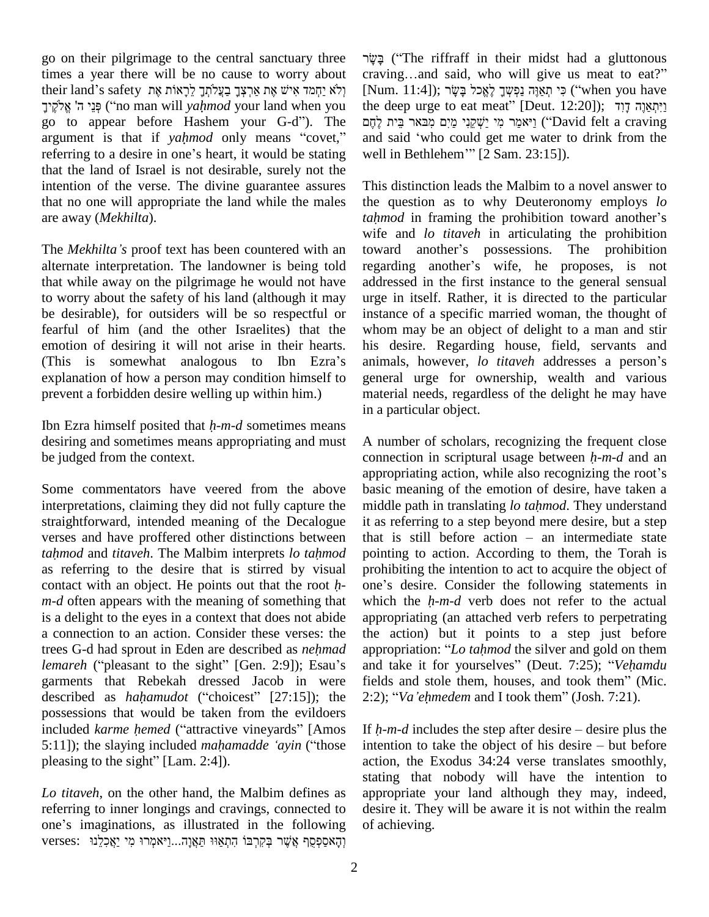go on their pilgrimage to the central sanctuary three times a year there will be no cause to worry about their land's safety וְלֹא יַחְמֹד אִישׁ אֶת אַרְצְךָ בַּעֲלֹתְךָ לֵרָאוֹת אֶת פְּנֵי ה' אֱלֹקֶיךָ ("no man will *yaḥmod* your land when you go to appear before Hashem your G-d"). The argument is that if *yaḥmod* only means "covet," referring to a desire in one's heart, it would be stating that the land of Israel is not desirable, surely not the intention of the verse. The divine guarantee assures that no one will appropriate the land while the males are away (*Mekhilta*).

The *Mekhilta's* proof text has been countered with an alternate interpretation. The landowner is being told that while away on the pilgrimage he would not have to worry about the safety of his land (although it may be desirable), for outsiders will be so respectful or fearful of him (and the other Israelites) that the emotion of desiring it will not arise in their hearts. (This is somewhat analogous to Ibn Ezra's explanation of how a person may condition himself to prevent a forbidden desire welling up within him.)

Ibn Ezra himself posited that *ḥ-m-d* sometimes means desiring and sometimes means appropriating and must be judged from the context.

Some commentators have veered from the above interpretations, claiming they did not fully capture the straightforward, intended meaning of the Decalogue verses and have proffered other distinctions between *taḥmod* and *titaveh*. The Malbim interprets *lo taḥmod* as referring to the desire that is stirred by visual contact with an object. He points out that the root *ḥ-m-d* often appears with the meaning of something that is a delight to the eyes in a context that does not abide a connection to an action. Consider these verses: the trees G-d had sprout in Eden are described as *neḥmad lemareh* ("pleasant to the sight" [Gen. 2:9]); Esau's garments that Rebekah dressed Jacob in were described as *haḥamudot* ("choicest" [27:15]); the possessions that would be taken from the evildoers included *karme ḥemed* ("attractive vineyards" [Amos 5:11]); the slaying included *maḥamadde 'ayin* ("those pleasing to the sight" [Lam. 2:4]).

*Lo titaveh*, on the other hand, the Malbim defines as referring to inner longings and cravings, connected to one's imaginations, as illustrated in the following verses: וְהָאסַפְסֻף אֲשֶׁר בְּקִרְבּוֹ הִתְאַוּוּ תַּאֲוָה...וַיֹּאמְרוּ מִי יַאֲכִלֵנוּ בָּשָׂר ("The riffraff in their midst had a gluttonous craving…and said, who will give us meat to eat?" [Num. 11:4]); כִּי תְאַוֶּה נַפְשְׁךָ לֶאֱכֹל בָּשָׂר ("when you have the deep urge to eat meat" [Deut. 12:20]); וַיִּתְאַוֶּה דָוִד וַיֹּאמַר מִי יַשְׁקֵנִי מַיִם מִבּאֹר בֵּית לֶחֶם ("David felt a craving and said 'who could get me water to drink from the well in Bethlehem'" [2 Sam. 23:15]).

This distinction leads the Malbim to a novel answer to the question as to why Deuteronomy employs *lo taḥmod* in framing the prohibition toward another's wife and *lo titaveh* in articulating the prohibition toward another's possessions. The prohibition regarding another's wife, he proposes, is not addressed in the first instance to the general sensual urge in itself. Rather, it is directed to the particular instance of a specific married woman, the thought of whom may be an object of delight to a man and stir his desire. Regarding house, field, servants and animals, however, *lo titaveh* addresses a person's general urge for ownership, wealth and various material needs, regardless of the delight he may have in a particular object.

A number of scholars, recognizing the frequent close connection in scriptural usage between *ḥ-m-d* and an appropriating action, while also recognizing the root's basic meaning of the emotion of desire, have taken a middle path in translating *lo taḥmod*. They understand it as referring to a step beyond mere desire, but a step that is still before action – an intermediate state pointing to action. According to them, the Torah is prohibiting the intention to act to acquire the object of one's desire. Consider the following statements in which the *ḥ-m-d* verb does not refer to the actual appropriating (an attached verb refers to perpetrating the action) but it points to a step just before appropriation: "*Lo taḥmod* the silver and gold on them and take it for yourselves" (Deut. 7:25); "*Veḥamdu* fields and stole them, houses, and took them" (Mic. 2:2); "*Va'eḥmedem* and I took them" (Josh. 7:21).

If *ḥ-m-d* includes the step after desire – desire plus the intention to take the object of his desire – but before action, the Exodus 34:24 verse translates smoothly, stating that nobody will have the intention to appropriate your land although they may, indeed, desire it. They will be aware it is not within the realm of achieving.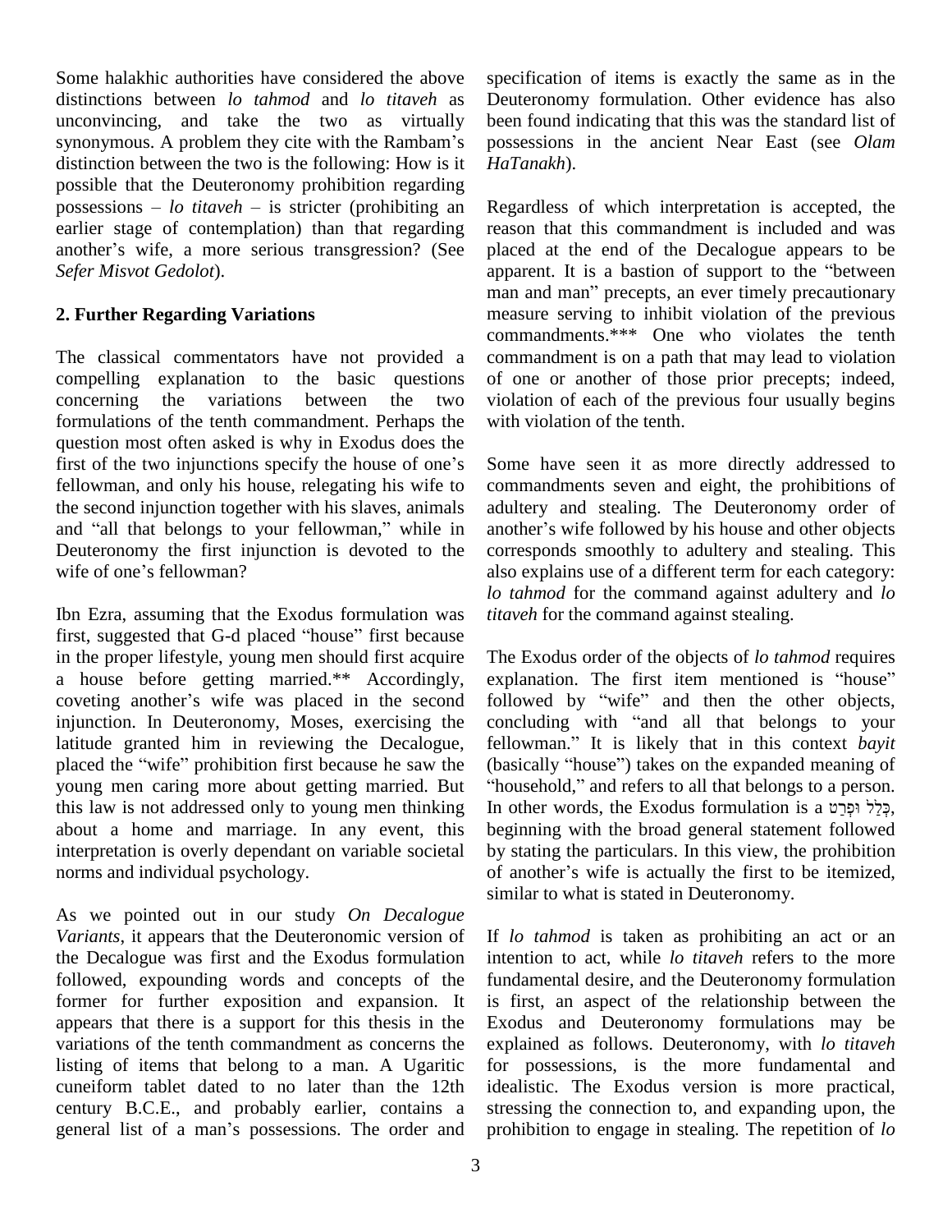Some halakhic authorities have considered the above distinctions between *lo tahmod* and *lo titaveh* as unconvincing, and take the two as virtually synonymous. A problem they cite with the Rambam's distinction between the two is the following: How is it possible that the Deuteronomy prohibition regarding possessions – *lo titaveh* – is stricter (prohibiting an earlier stage of contemplation) than that regarding another's wife, a more serious transgression? (See *Sefer Misvot Gedolot*).

## 2. Further Regarding Variations

The classical commentators have not provided a compelling explanation to the basic questions concerning the variations between the two formulations of the tenth commandment. Perhaps the question most often asked is why in Exodus does the first of the two injunctions specify the house of one's fellowman, and only his house, relegating his wife to the second injunction together with his slaves, animals and "all that belongs to your fellowman," while in Deuteronomy the first injunction is devoted to the wife of one's fellowman?

Ibn Ezra, assuming that the Exodus formulation was first, suggested that G-d placed "house" first because in the proper lifestyle, young men should first acquire a house before getting married.** Accordingly, coveting another's wife was placed in the second injunction. In Deuteronomy, Moses, exercising the latitude granted him in reviewing the Decalogue, placed the "wife" prohibition first because he saw the young men caring more about getting married. But this law is not addressed only to young men thinking about a home and marriage. In any event, this interpretation is overly dependant on variable societal norms and individual psychology.

As we pointed out in our study *On Decalogue Variants*, it appears that the Deuteronomic version of the Decalogue was first and the Exodus formulation followed, expounding words and concepts of the former for further exposition and expansion. It appears that there is a support for this thesis in the variations of the tenth commandment as concerns the listing of items that belong to a man. A Ugaritic cuneiform tablet dated to no later than the 12th century B.C.E., and probably earlier, contains a general list of a man's possessions. The order and specification of items is exactly the same as in the Deuteronomy formulation. Other evidence has also been found indicating that this was the standard list of possessions in the ancient Near East (see *Olam HaTanakh*).

Regardless of which interpretation is accepted, the reason that this commandment is included and was placed at the end of the Decalogue appears to be apparent. It is a bastion of support to the "between man and man" precepts, an ever timely precautionary measure serving to inhibit violation of the previous commandments.*** One who violates the tenth commandment is on a path that may lead to violation of one or another of those prior precepts; indeed, violation of each of the previous four usually begins with violation of the tenth.

Some have seen it as more directly addressed to commandments seven and eight, the prohibitions of adultery and stealing. The Deuteronomy order of another's wife followed by his house and other objects corresponds smoothly to adultery and stealing. This also explains use of a different term for each category: *lo tahmod* for the command against adultery and *lo titaveh* for the command against stealing.

The Exodus order of the objects of *lo tahmod* requires explanation. The first item mentioned is "house" followed by "wife" and then the other objects, concluding with "and all that belongs to your fellowman." It is likely that in this context *bayit* (basically "house") takes on the expanded meaning of "household," and refers to all that belongs to a person. In other words, the Exodus formulation is a כְּלָל וּפְרָט, beginning with the broad general statement followed by stating the particulars. In this view, the prohibition of another's wife is actually the first to be itemized, similar to what is stated in Deuteronomy.

If *lo tahmod* is taken as prohibiting an act or an intention to act, while *lo titaveh* refers to the more fundamental desire, and the Deuteronomy formulation is first, an aspect of the relationship between the Exodus and Deuteronomy formulations may be explained as follows. Deuteronomy, with *lo titaveh* for possessions, is the more fundamental and idealistic. The Exodus version is more practical, stressing the connection to, and expanding upon, the prohibition to engage in stealing. The repetition of *lo*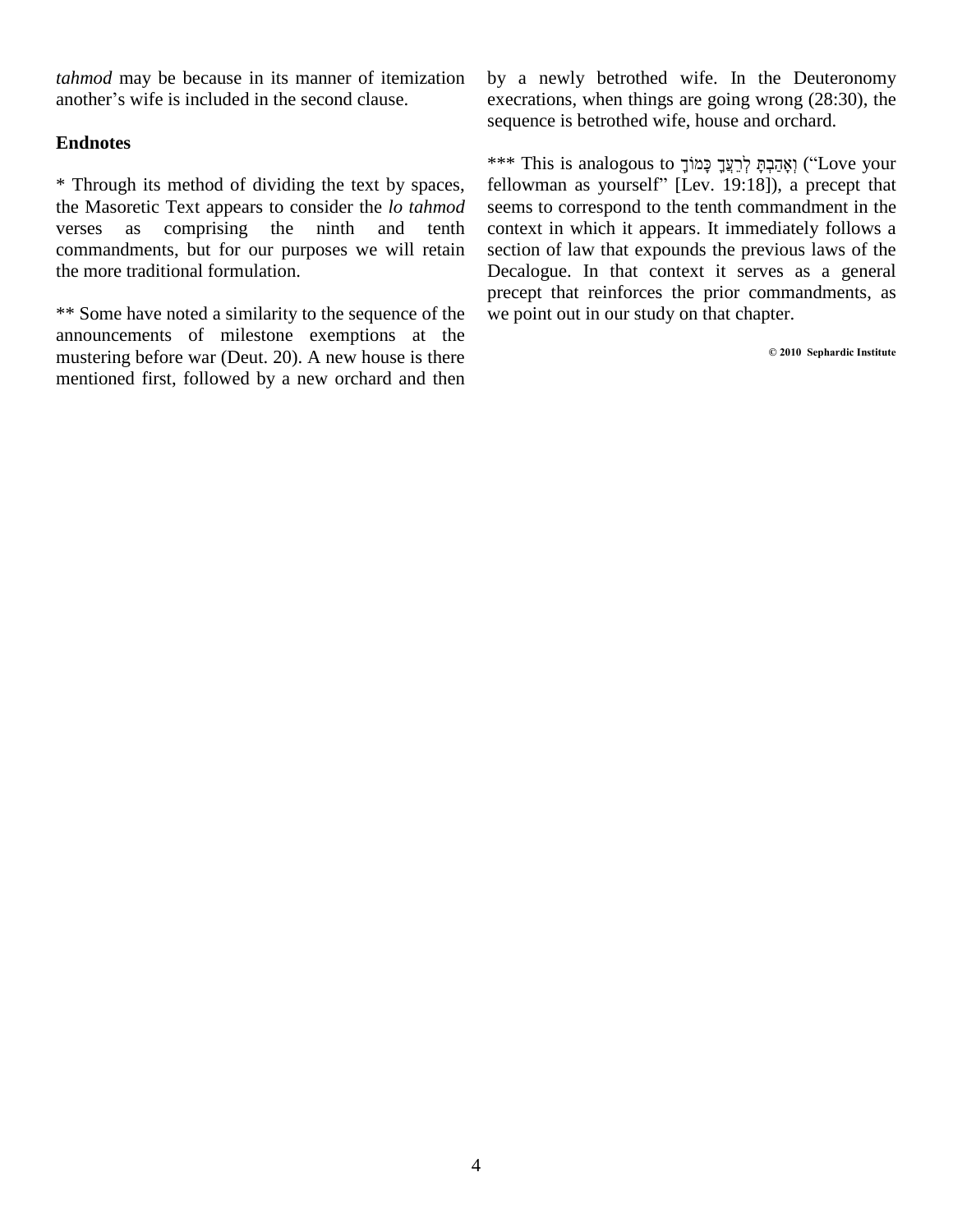*tahmod* may be because in its manner of itemization another's wife is included in the second clause.

**Endnotes**

* Through its method of dividing the text by spaces, the Masoretic Text appears to consider the *lo tahmod* verses as comprising the ninth and tenth commandments, but for our purposes we will retain the more traditional formulation.

** Some have noted a similarity to the sequence of the announcements of milestone exemptions at the mustering before war (Deut. 20). A new house is there mentioned first, followed by a new orchard and then by a newly betrothed wife. In the Deuteronomy execrations, when things are going wrong (28:30), the sequence is betrothed wife, house and orchard.

*** This is analogous to וְאָהַבְתָּ לְרֵעֲךָ כָּמוֹךָ ("Love your fellowman as yourself" [Lev. 19:18]), a precept that seems to correspond to the tenth commandment in the context in which it appears. It immediately follows a section of law that expounds the previous laws of the Decalogue. In that context it serves as a general precept that reinforces the prior commandments, as we point out in our study on that chapter.

**© 2010 Sephardic Institute**